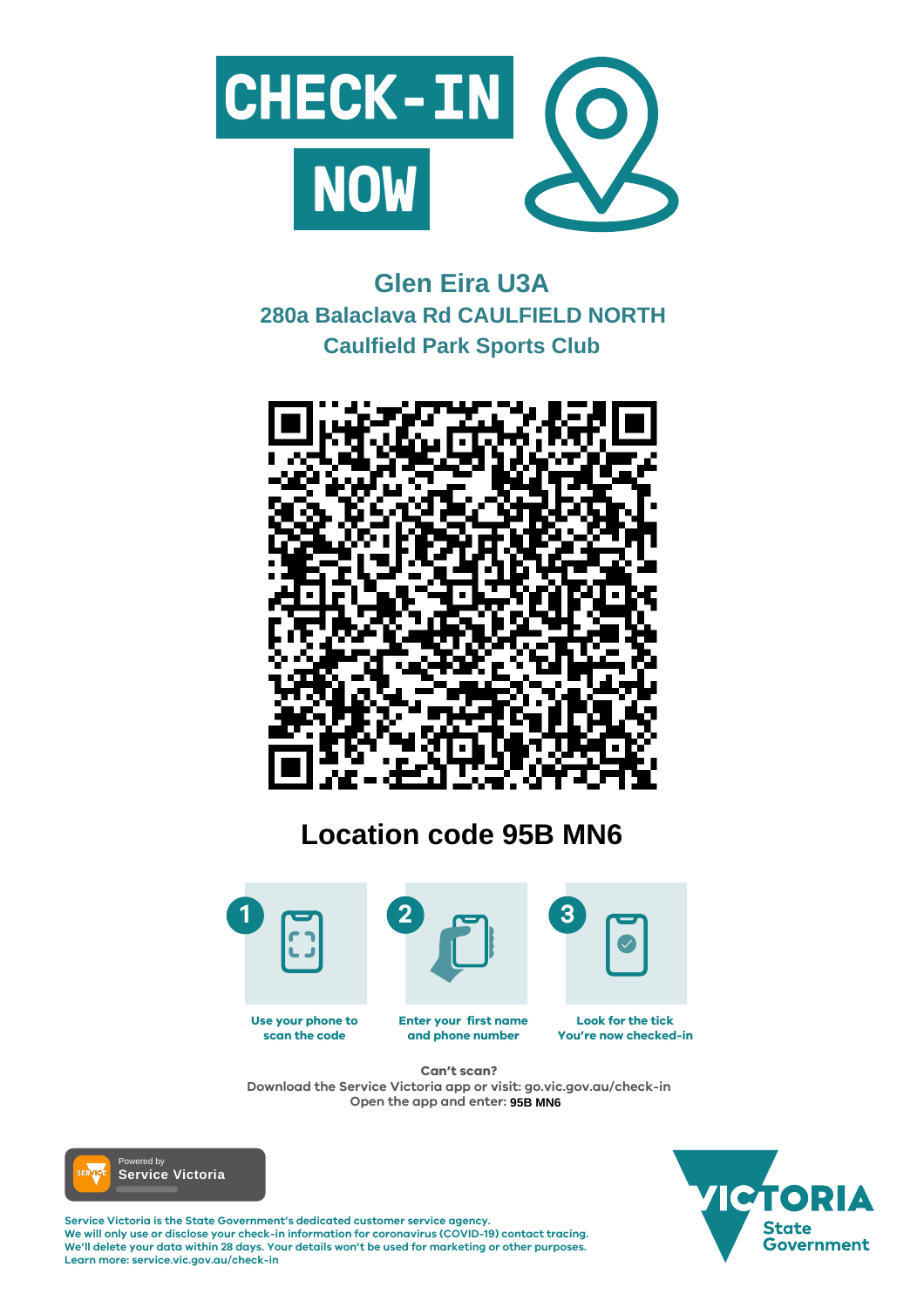# CHECK-IN NOW

## Glen Eira U3A
### 280a Balaclava Rd CAULFIELD NORTH
### Caulfield Park Sports Club

## Location code 95B MN6

1. Use your phone to scan the code
2. Enter your first name and phone number
3. Look for the tick You're now checked-in

**Can't scan?**
Download the Service Victoria app or visit: go.vic.gov.au/check-in
Open the app and enter: **95B MN6**

Powered by Service Victoria

Service Victoria is the State Government's dedicated customer service agency.
We will only use or disclose your check-in information for coronavirus (COVID-19) contact tracing.
We'll delete your data within 28 days. Your details won't be used for marketing or other purposes.
Learn more: service.vic.gov.au/check-in

VICTORIA State Government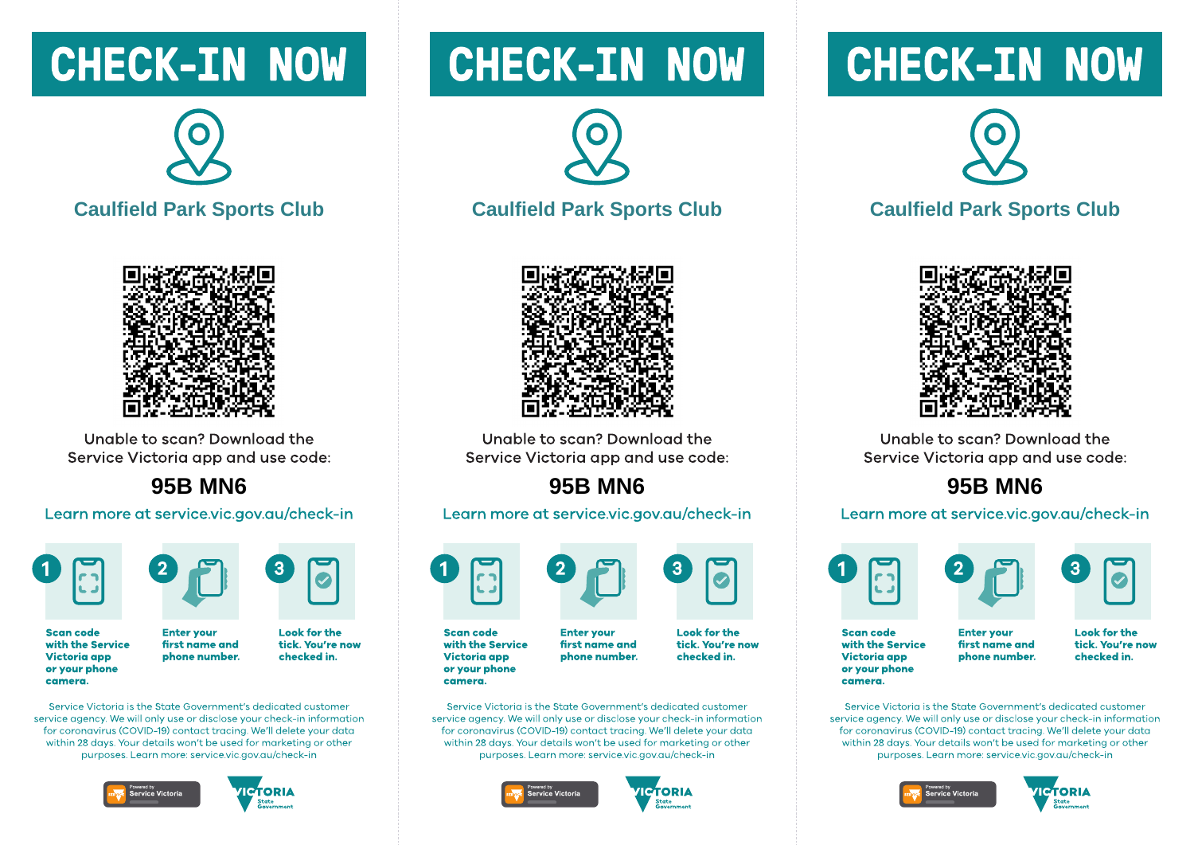# CHECK-IN NOW

## Caulfield Park Sports Club

Unable to scan? Download the Service Victoria app and use code:

**95B MN6**

Learn more at service.vic.gov.au/check-in

1. **Scan code with the Service Victoria app or your phone camera.**
2. **Enter your first name and phone number.**
3. **Look for the tick. You're now checked in.**

Service Victoria is the State Government's dedicated customer service agency. We will only use or disclose your check-in information for coronavirus (COVID-19) contact tracing. We'll delete your data within 28 days. Your details won't be used for marketing or other purposes. Learn more: service.vic.gov.au/check-in

Powered by Service Victoria

VICTORIA State Government

# CHECK-IN NOW

## Caulfield Park Sports Club

Unable to scan? Download the Service Victoria app and use code:

**95B MN6**

Learn more at service.vic.gov.au/check-in

1. **Scan code with the Service Victoria app or your phone camera.**
2. **Enter your first name and phone number.**
3. **Look for the tick. You're now checked in.**

Service Victoria is the State Government's dedicated customer service agency. We will only use or disclose your check-in information for coronavirus (COVID-19) contact tracing. We'll delete your data within 28 days. Your details won't be used for marketing or other purposes. Learn more: service.vic.gov.au/check-in

Powered by Service Victoria

VICTORIA State Government

# CHECK-IN NOW

## Caulfield Park Sports Club

Unable to scan? Download the Service Victoria app and use code:

**95B MN6**

Learn more at service.vic.gov.au/check-in

1. **Scan code with the Service Victoria app or your phone camera.**
2. **Enter your first name and phone number.**
3. **Look for the tick. You're now checked in.**

Service Victoria is the State Government's dedicated customer service agency. We will only use or disclose your check-in information for coronavirus (COVID-19) contact tracing. We'll delete your data within 28 days. Your details won't be used for marketing or other purposes. Learn more: service.vic.gov.au/check-in

Powered by Service Victoria

VICTORIA State Government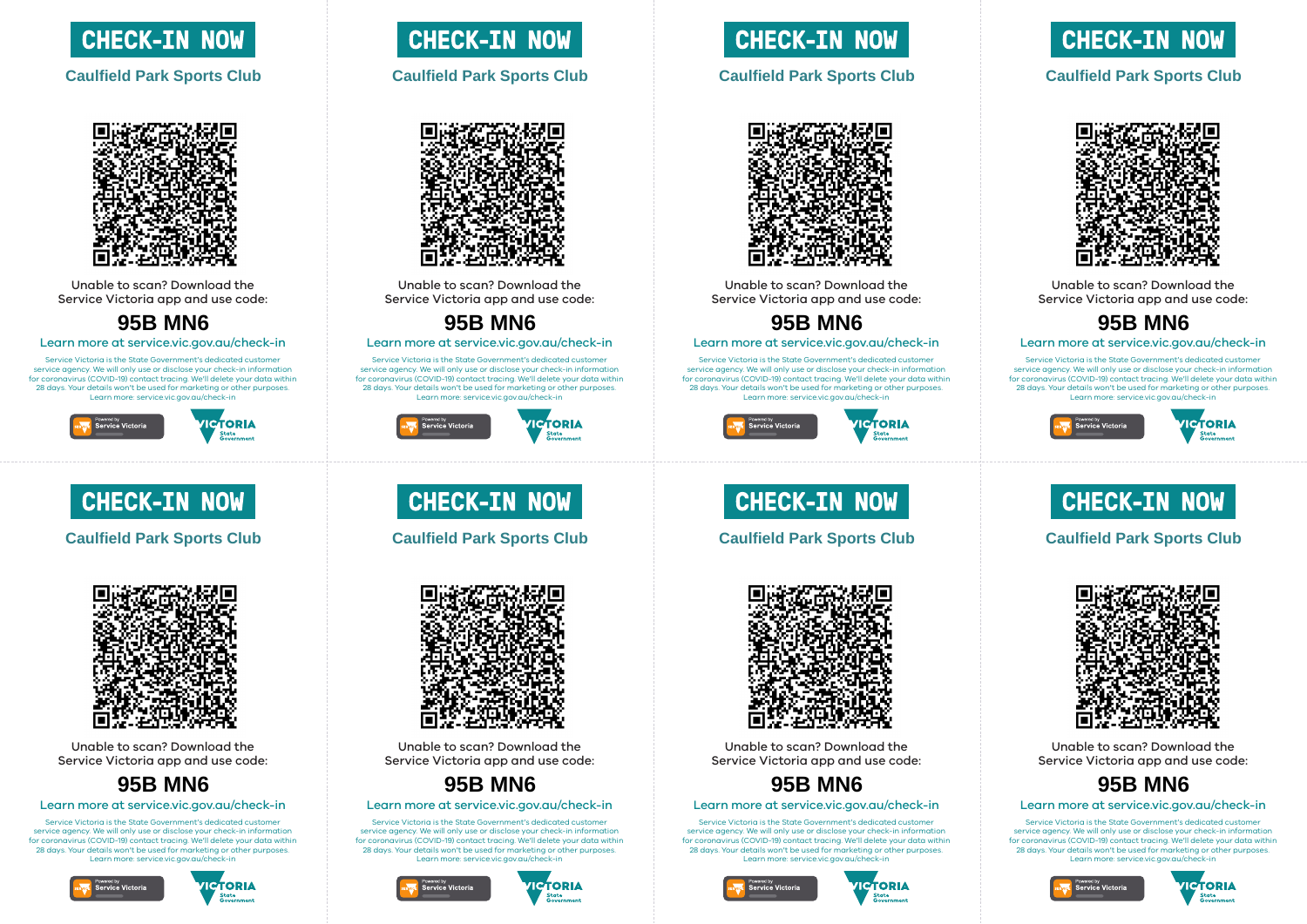# CHECK-IN NOW

## Caulfield Park Sports Club

Unable to scan? Download the Service Victoria app and use code:

**95B MN6**

Learn more at service.vic.gov.au/check-in

Service Victoria is the State Government's dedicated customer service agency. We will only use or disclose your check-in information for coronavirus (COVID-19) contact tracing. We'll delete your data within 28 days. Your details won't be used for marketing or other purposes. Learn more: service.vic.gov.au/check-in

Powered by Service Victoria

VICTORIA State Government

# CHECK-IN NOW

## Caulfield Park Sports Club

Unable to scan? Download the Service Victoria app and use code:

**95B MN6**

Learn more at service.vic.gov.au/check-in

Service Victoria is the State Government's dedicated customer service agency. We will only use or disclose your check-in information for coronavirus (COVID-19) contact tracing. We'll delete your data within 28 days. Your details won't be used for marketing or other purposes. Learn more: service.vic.gov.au/check-in

Powered by Service Victoria

VICTORIA State Government

# CHECK-IN NOW

## Caulfield Park Sports Club

Unable to scan? Download the Service Victoria app and use code:

**95B MN6**

Learn more at service.vic.gov.au/check-in

Service Victoria is the State Government's dedicated customer service agency. We will only use or disclose your check-in information for coronavirus (COVID-19) contact tracing. We'll delete your data within 28 days. Your details won't be used for marketing or other purposes. Learn more: service.vic.gov.au/check-in

Powered by Service Victoria

VICTORIA State Government

# CHECK-IN NOW

## Caulfield Park Sports Club

Unable to scan? Download the Service Victoria app and use code:

**95B MN6**

Learn more at service.vic.gov.au/check-in

Service Victoria is the State Government's dedicated customer service agency. We will only use or disclose your check-in information for coronavirus (COVID-19) contact tracing. We'll delete your data within 28 days. Your details won't be used for marketing or other purposes. Learn more: service.vic.gov.au/check-in

Powered by Service Victoria

VICTORIA State Government

# CHECK-IN NOW

## Caulfield Park Sports Club

Unable to scan? Download the Service Victoria app and use code:

**95B MN6**

Learn more at service.vic.gov.au/check-in

Service Victoria is the State Government's dedicated customer service agency. We will only use or disclose your check-in information for coronavirus (COVID-19) contact tracing. We'll delete your data within 28 days. Your details won't be used for marketing or other purposes. Learn more: service.vic.gov.au/check-in

Powered by Service Victoria

VICTORIA State Government

# CHECK-IN NOW

## Caulfield Park Sports Club

Unable to scan? Download the Service Victoria app and use code:

**95B MN6**

Learn more at service.vic.gov.au/check-in

Service Victoria is the State Government's dedicated customer service agency. We will only use or disclose your check-in information for coronavirus (COVID-19) contact tracing. We'll delete your data within 28 days. Your details won't be used for marketing or other purposes. Learn more: service.vic.gov.au/check-in

Powered by Service Victoria

VICTORIA State Government

# CHECK-IN NOW

## Caulfield Park Sports Club

Unable to scan? Download the Service Victoria app and use code:

**95B MN6**

Learn more at service.vic.gov.au/check-in

Service Victoria is the State Government's dedicated customer service agency. We will only use or disclose your check-in information for coronavirus (COVID-19) contact tracing. We'll delete your data within 28 days. Your details won't be used for marketing or other purposes. Learn more: service.vic.gov.au/check-in

Powered by Service Victoria

VICTORIA State Government

# CHECK-IN NOW

## Caulfield Park Sports Club

Unable to scan? Download the Service Victoria app and use code:

**95B MN6**

Learn more at service.vic.gov.au/check-in

Service Victoria is the State Government's dedicated customer service agency. We will only use or disclose your check-in information for coronavirus (COVID-19) contact tracing. We'll delete your data within 28 days. Your details won't be used for marketing or other purposes. Learn more: service.vic.gov.au/check-in

Powered by Service Victoria

VICTORIA State Government